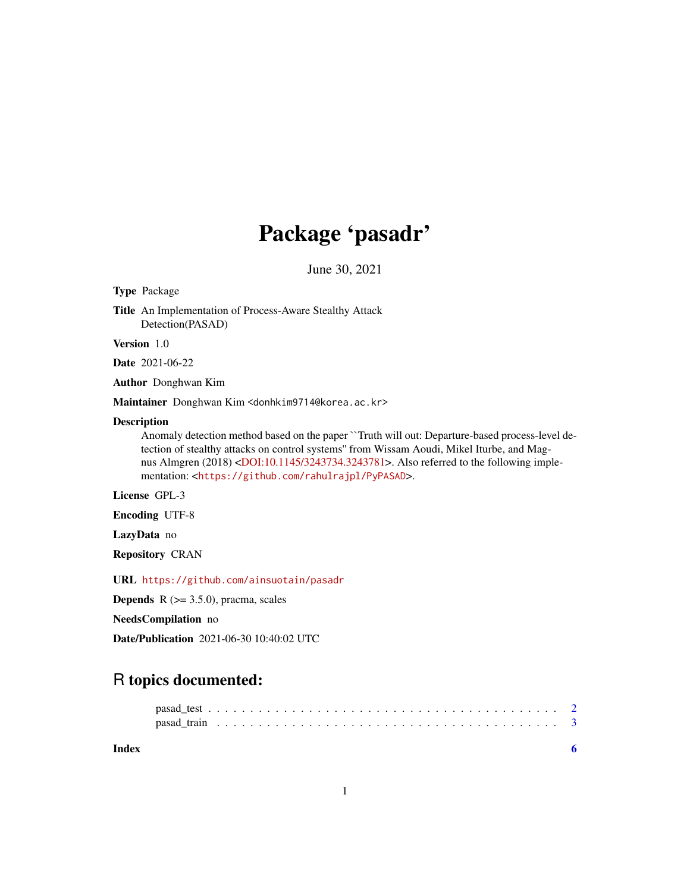# Package 'pasadr'

June 30, 2021

**Type** Package

**Title** An Implementation of Process-Aware Stealthy Attack Detection(PASAD)

**Version** 1.0

**Date** 2021-06-22

**Author** Donghwan Kim

**Maintainer** Donghwan Kim <donhkim9714@korea.ac.kr>

**Description**
Anomaly detection method based on the paper ``Truth will out: Departure-based process-level detection of stealthy attacks on control systems'' from Wissam Aoudi, Mikel Iturbe, and Magnus Almgren (2018) <DOI:10.1145/3243734.3243781>. Also referred to the following implementation: <https://github.com/rahulrajpl/PyPASAD>.

**License** GPL-3

**Encoding** UTF-8

**LazyData** no

**Repository** CRAN

**URL** https://github.com/ainsuotain/pasadr

**Depends** R (>= 3.5.0), pracma, scales

**NeedsCompilation** no

**Date/Publication** 2021-06-30 10:40:02 UTC

## R topics documented:

pasad_test . . . . . . . . . . . . . . . . . . . . . . . . . . . . . . . . . . . . . . . . 2
pasad_train . . . . . . . . . . . . . . . . . . . . . . . . . . . . . . . . . . . . . . . . 3

**Index** 6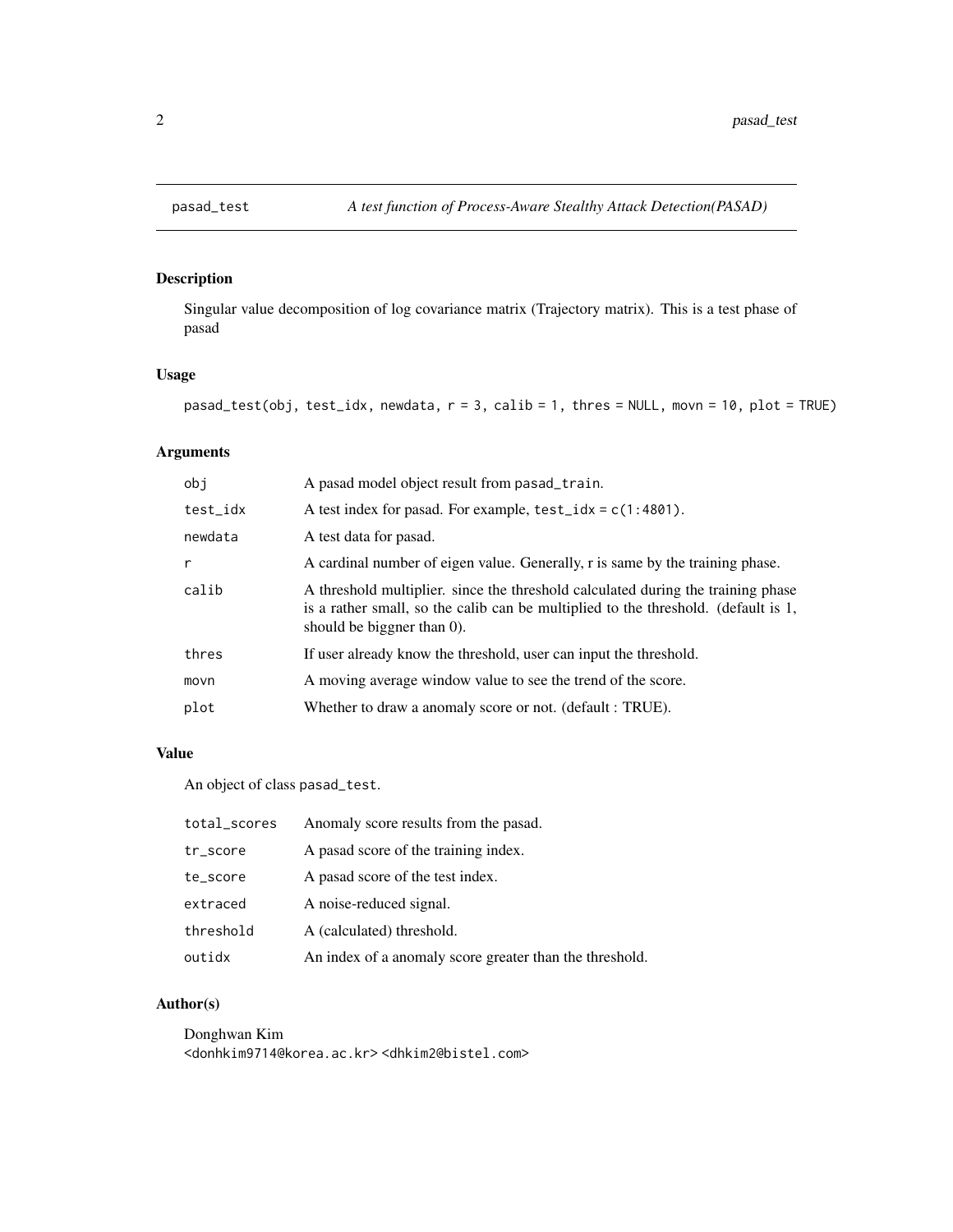## pasad_test — *A test function of Process-Aware Stealthy Attack Detection(PASAD)*

### Description

Singular value decomposition of log covariance matrix (Trajectory matrix). This is a test phase of pasad

### Usage

```
pasad_test(obj, test_idx, newdata, r = 3, calib = 1, thres = NULL, movn = 10, plot = TRUE)
```

### Arguments

| | |
|---|---|
| `obj` | A pasad model object result from `pasad_train`. |
| `test_idx` | A test index for pasad. For example, `test_idx = c(1:4801)`. |
| `newdata` | A test data for pasad. |
| `r` | A cardinal number of eigen value. Generally, r is same by the training phase. |
| `calib` | A threshold multiplier. since the threshold calculated during the training phase is a rather small, so the calib can be multiplied to the threshold. (default is 1, should be biggner than 0). |
| `thres` | If user already know the threshold, user can input the threshold. |
| `movn` | A moving average window value to see the trend of the score. |
| `plot` | Whether to draw a anomaly score or not. (default : TRUE). |

### Value

An object of class `pasad_test`.

| | |
|---|---|
| `total_scores` | Anomaly score results from the pasad. |
| `tr_score` | A pasad score of the training index. |
| `te_score` | A pasad score of the test index. |
| `extraced` | A noise-reduced signal. |
| `threshold` | A (calculated) threshold. |
| `outidx` | An index of a anomaly score greater than the threshold. |

### Author(s)

Donghwan Kim
`<donhkim9714@korea.ac.kr>` `<dhkim2@bistel.com>`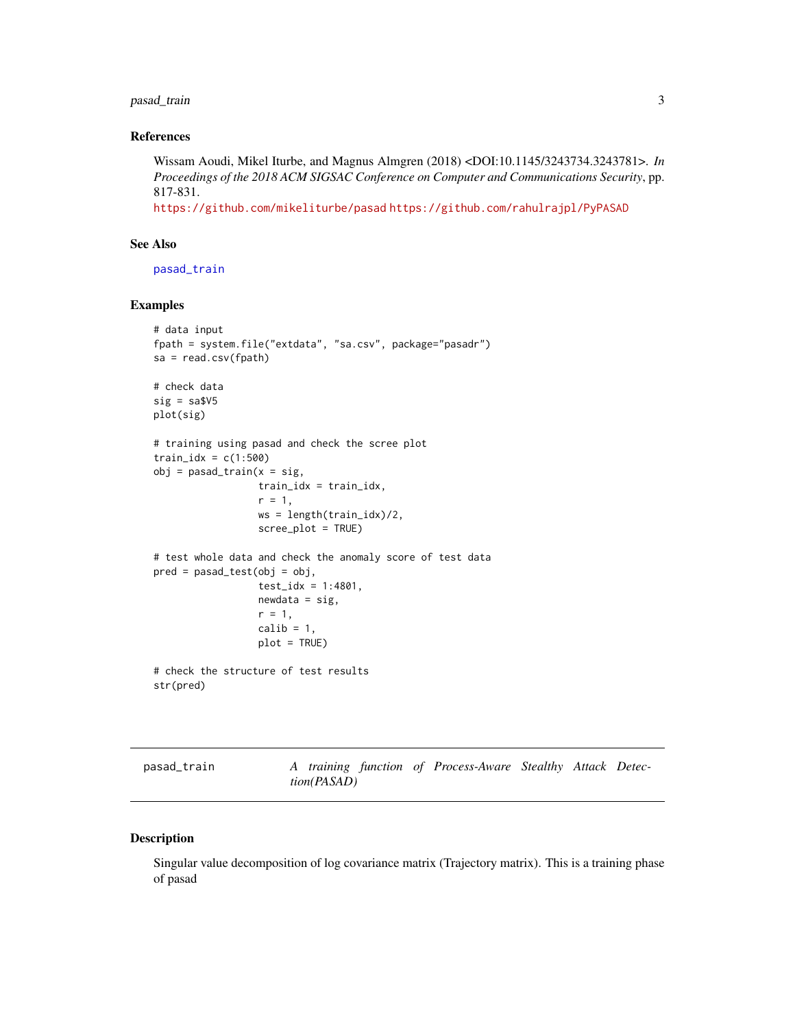## References

Wissam Aoudi, Mikel Iturbe, and Magnus Almgren (2018) <DOI:10.1145/3243734.3243781>. *In Proceedings of the 2018 ACM SIGSAC Conference on Computer and Communications Security*, pp. 817-831.
https://github.com/mikeliturbe/pasad https://github.com/rahulrajpl/PyPASAD

## See Also

pasad_train

## Examples

```
# data input
fpath = system.file("extdata", "sa.csv", package="pasadr")
sa = read.csv(fpath)

# check data
sig = sa$V5
plot(sig)

# training using pasad and check the scree plot
train_idx = c(1:500)
obj = pasad_train(x = sig,
                  train_idx = train_idx,
                  r = 1,
                  ws = length(train_idx)/2,
                  scree_plot = TRUE)

# test whole data and check the anomaly score of test data
pred = pasad_test(obj = obj,
                  test_idx = 1:4801,
                  newdata = sig,
                  r = 1,
                  calib = 1,
                  plot = TRUE)

# check the structure of test results
str(pred)
```

---

# pasad_train — *A training function of Process-Aware Stealthy Attack Detection(PASAD)*

---

## Description

Singular value decomposition of log covariance matrix (Trajectory matrix). This is a training phase of pasad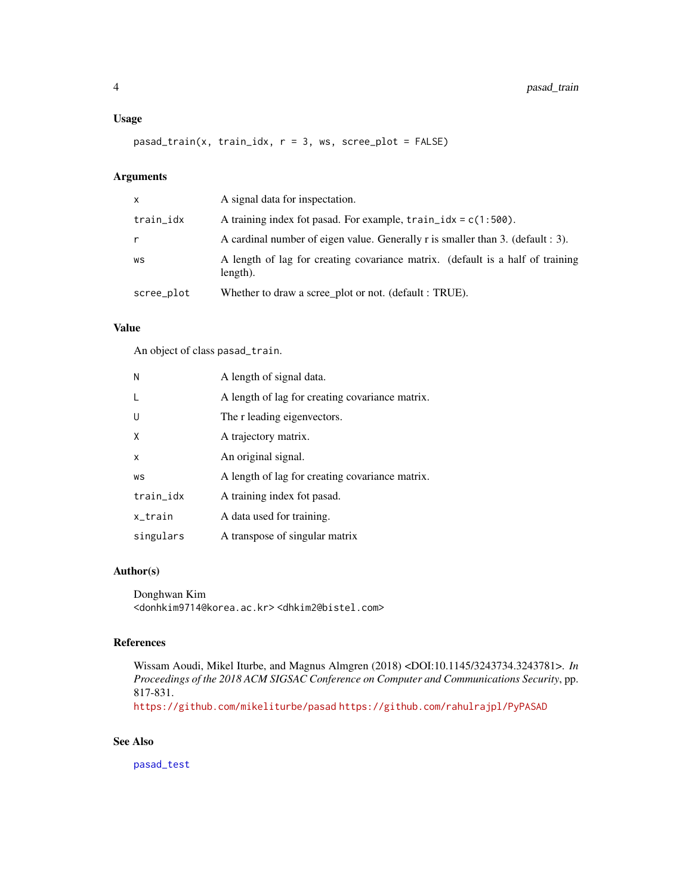### Usage

```
pasad_train(x, train_idx, r = 3, ws, scree_plot = FALSE)
```

### Arguments

| | |
|---|---|
| x | A signal data for inspectation. |
| train_idx | A training index fot pasad. For example, train_idx = c(1:500). |
| r | A cardinal number of eigen value. Generally r is smaller than 3. (default : 3). |
| ws | A length of lag for creating covariance matrix. (default is a half of training length). |
| scree_plot | Whether to draw a scree_plot or not. (default : TRUE). |

### Value

An object of class pasad_train.

| | |
|---|---|
| N | A length of signal data. |
| L | A length of lag for creating covariance matrix. |
| U | The r leading eigenvectors. |
| X | A trajectory matrix. |
| x | An original signal. |
| ws | A length of lag for creating covariance matrix. |
| train_idx | A training index fot pasad. |
| x_train | A data used for training. |
| singulars | A transpose of singular matrix |

### Author(s)

Donghwan Kim
<donhkim9714@korea.ac.kr> <dhkim2@bistel.com>

### References

Wissam Aoudi, Mikel Iturbe, and Magnus Almgren (2018) <DOI:10.1145/3243734.3243781>. *In Proceedings of the 2018 ACM SIGSAC Conference on Computer and Communications Security*, pp. 817-831.
https://github.com/mikeliturbe/pasad https://github.com/rahulrajpl/PyPASAD

### See Also

pasad_test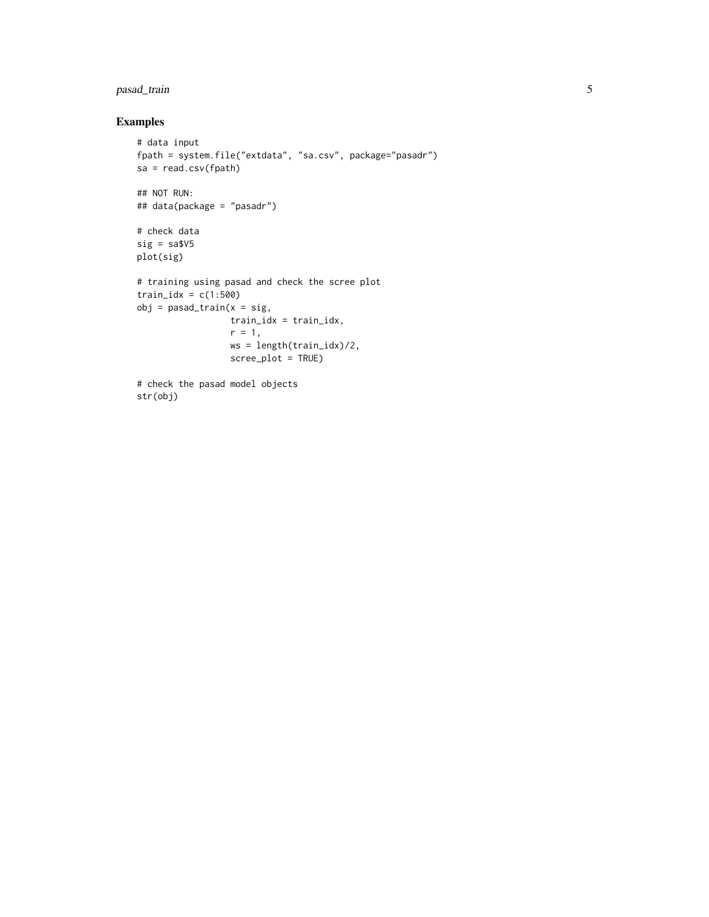## Examples

```
# data input
fpath = system.file("extdata", "sa.csv", package="pasadr")
sa = read.csv(fpath)

## NOT RUN:
## data(package = "pasadr")

# check data
sig = sa$V5
plot(sig)

# training using pasad and check the scree plot
train_idx = c(1:500)
obj = pasad_train(x = sig,
                  train_idx = train_idx,
                  r = 1,
                  ws = length(train_idx)/2,
                  scree_plot = TRUE)

# check the pasad model objects
str(obj)
```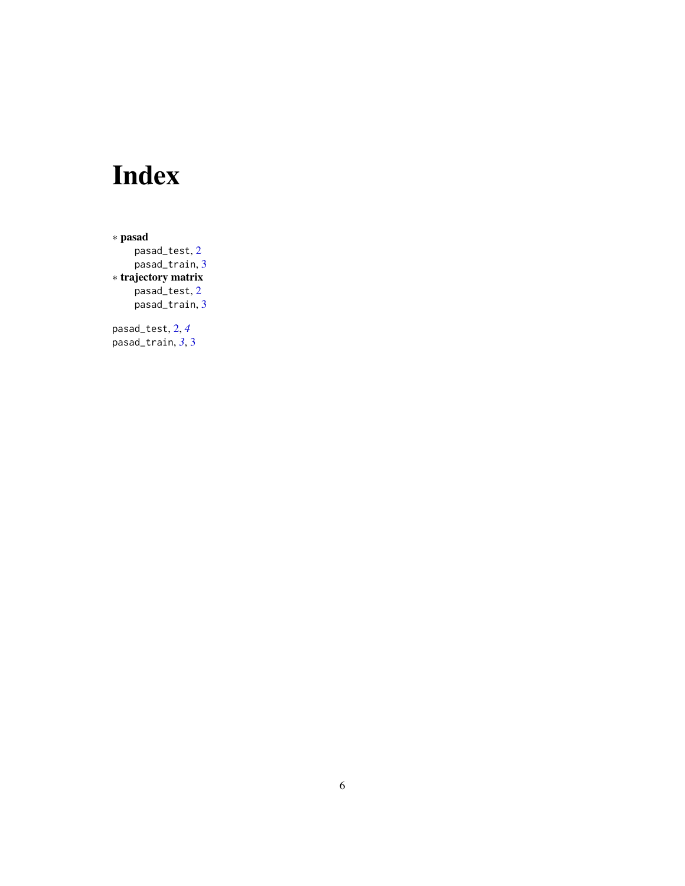# Index

∗ **pasad**
  pasad_test, 2
  pasad_train, 3

∗ **trajectory matrix**
  pasad_test, 2
  pasad_train, 3

pasad_test, 2, *4*
pasad_train, *3*, 3